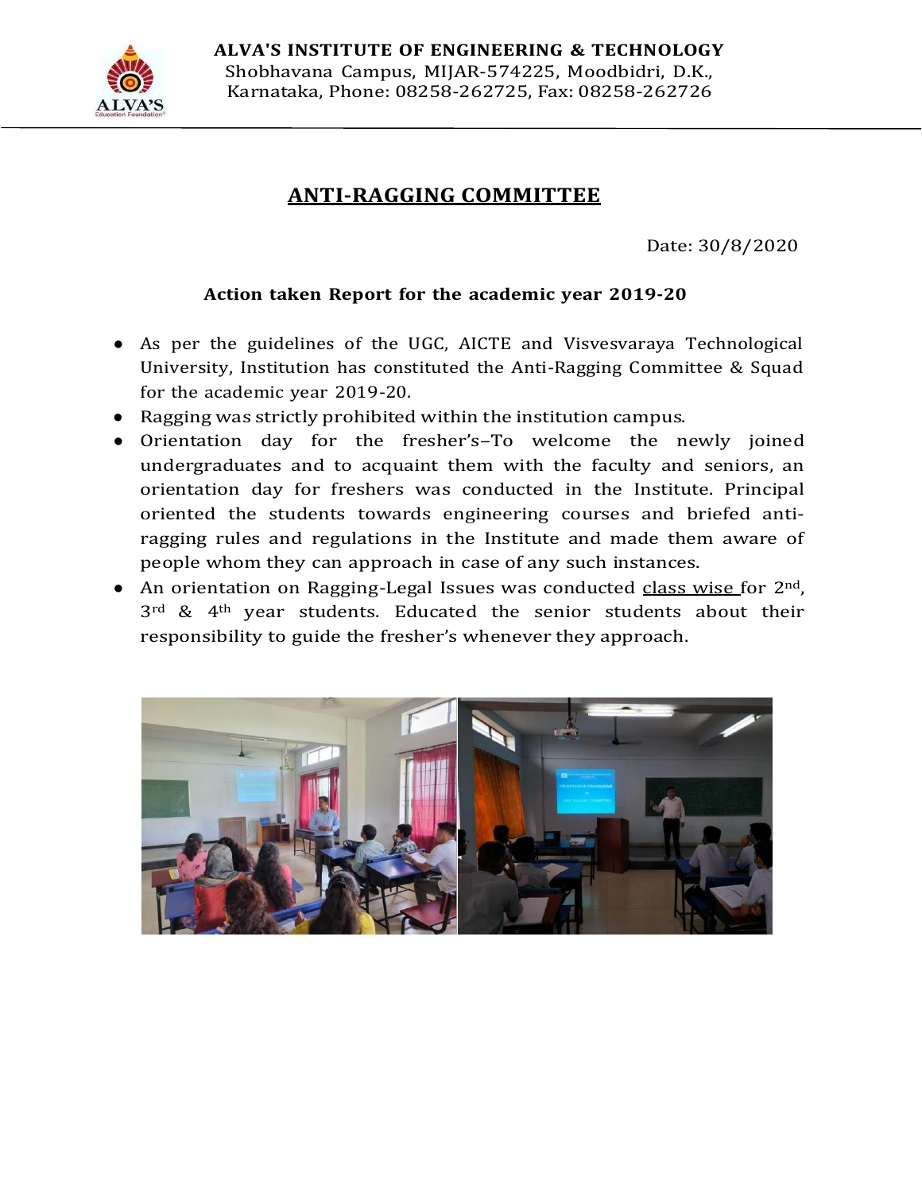**ALVA'S INSTITUTE OF ENGINEERING & TECHNOLOGY**
Shobhavana Campus, MIJAR-574225, Moodbidri, D.K., Karnataka, Phone: 08258-262725, Fax: 08258-262726

# ANTI-RAGGING COMMITTEE

Date: 30/8/2020

**Action taken Report for the academic year 2019-20**

- As per the guidelines of the UGC, AICTE and Visvesvaraya Technological University, Institution has constituted the Anti-Ragging Committee & Squad for the academic year 2019-20.
- Ragging was strictly prohibited within the institution campus.
- Orientation day for the fresher's–To welcome the newly joined undergraduates and to acquaint them with the faculty and seniors, an orientation day for freshers was conducted in the Institute. Principal oriented the students towards engineering courses and briefed anti-ragging rules and regulations in the Institute and made them aware of people whom they can approach in case of any such instances.
- An orientation on Ragging-Legal Issues was conducted class wise for 2nd, 3rd & 4th year students. Educated the senior students about their responsibility to guide the fresher's whenever they approach.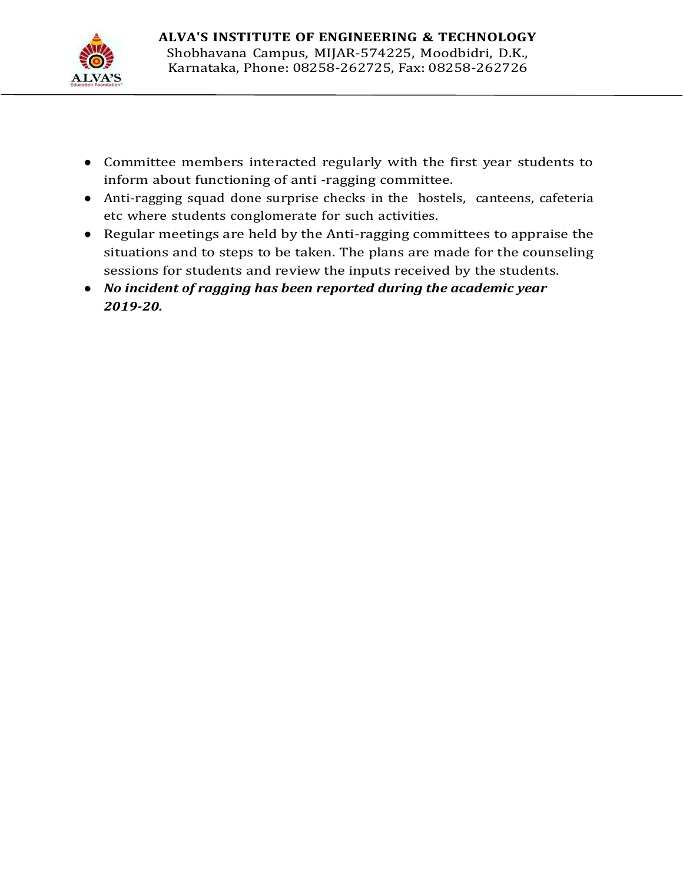- Committee members interacted regularly with the first year students to inform about functioning of anti -ragging committee.
- Anti-ragging squad done surprise checks in the hostels, canteens, cafeteria etc where students conglomerate for such activities.
- Regular meetings are held by the Anti-ragging committees to appraise the situations and to steps to be taken. The plans are made for the counseling sessions for students and review the inputs received by the students.
- ***No incident of ragging has been reported during the academic year 2019-20.***